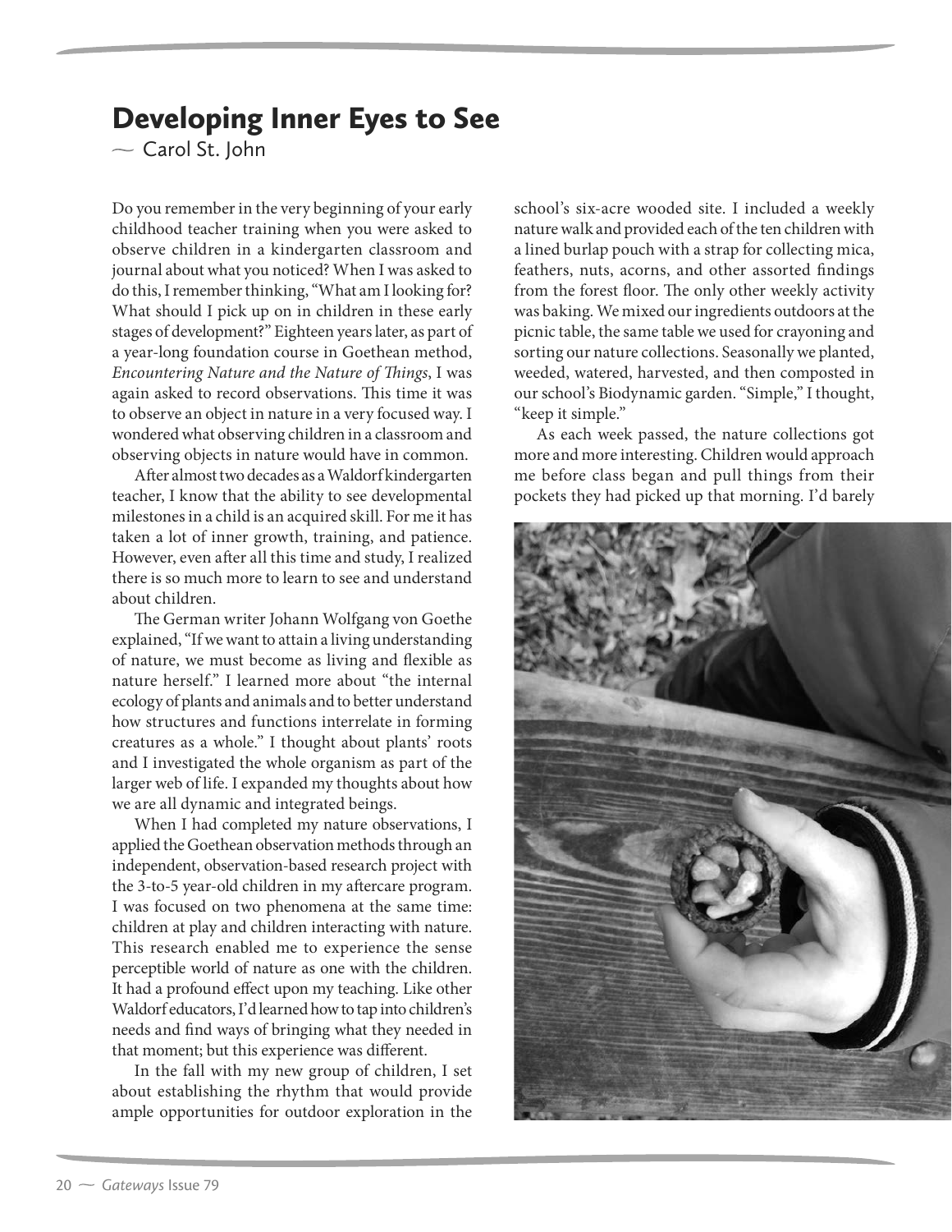# Developing Inner Eyes to See

~ Carol St. John

Do you remember in the very beginning of your early childhood teacher training when you were asked to observe children in a kindergarten classroom and journal about what you noticed? When I was asked to do this, I remember thinking, "What am I looking for? What should I pick up on in children in these early stages of development?" Eighteen years later, as part of a year-long foundation course in Goethean method, *Encountering Nature and the Nature of Things*, I was again asked to record observations. This time it was to observe an object in nature in a very focused way. I wondered what observing children in a classroom and observing objects in nature would have in common.

After almost two decades as a Waldorf kindergarten teacher, I know that the ability to see developmental milestones in a child is an acquired skill. For me it has taken a lot of inner growth, training, and patience. However, even after all this time and study, I realized there is so much more to learn to see and understand about children.

The German writer Johann Wolfgang von Goethe explained, "If we want to attain a living understanding of nature, we must become as living and flexible as nature herself." I learned more about "the internal ecology of plants and animals and to better understand how structures and functions interrelate in forming creatures as a whole." I thought about plants' roots and I investigated the whole organism as part of the larger web of life. I expanded my thoughts about how we are all dynamic and integrated beings.

When I had completed my nature observations, I applied the Goethean observation methods through an independent, observation-based research project with the 3-to-5 year-old children in my aftercare program. I was focused on two phenomena at the same time: children at play and children interacting with nature. This research enabled me to experience the sense perceptible world of nature as one with the children. It had a profound effect upon my teaching. Like other Waldorf educators, I'd learned how to tap into children's needs and find ways of bringing what they needed in that moment; but this experience was different.

In the fall with my new group of children, I set about establishing the rhythm that would provide ample opportunities for outdoor exploration in the school's six-acre wooded site. I included a weekly nature walk and provided each of the ten children with a lined burlap pouch with a strap for collecting mica, feathers, nuts, acorns, and other assorted findings from the forest floor. The only other weekly activity was baking. We mixed our ingredients outdoors at the picnic table, the same table we used for crayoning and sorting our nature collections. Seasonally we planted, weeded, watered, harvested, and then composted in our school's Biodynamic garden. "Simple," I thought, "keep it simple."

As each week passed, the nature collections got more and more interesting. Children would approach me before class began and pull things from their pockets they had picked up that morning. I'd barely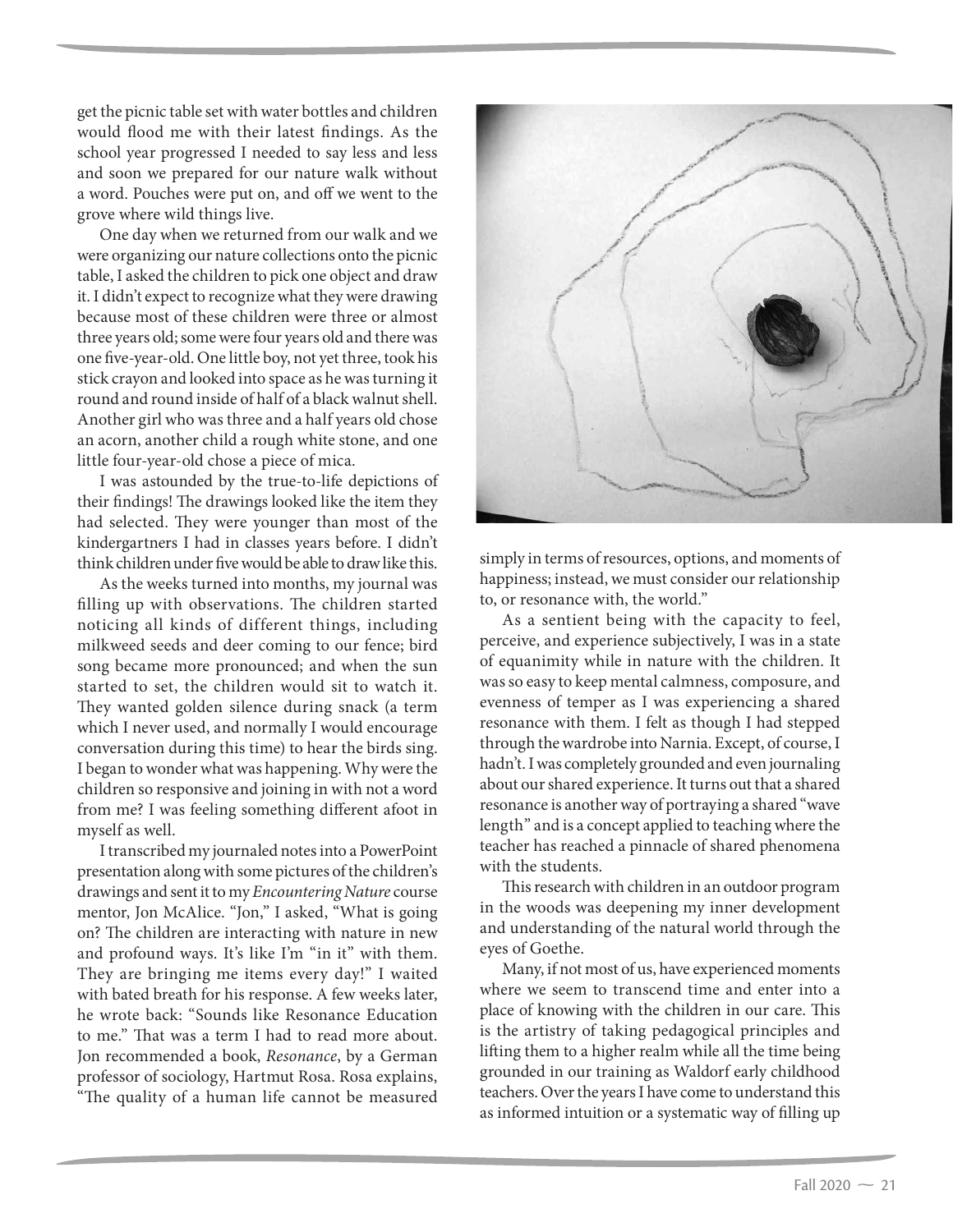get the picnic table set with water bottles and children would flood me with their latest findings. As the school year progressed I needed to say less and less and soon we prepared for our nature walk without a word. Pouches were put on, and off we went to the grove where wild things live.

One day when we returned from our walk and we were organizing our nature collections onto the picnic table, I asked the children to pick one object and draw it. I didn't expect to recognize what they were drawing because most of these children were three or almost three years old; some were four years old and there was one five-year-old. One little boy, not yet three, took his stick crayon and looked into space as he was turning it round and round inside of half of a black walnut shell. Another girl who was three and a half years old chose an acorn, another child a rough white stone, and one little four-year-old chose a piece of mica.

I was astounded by the true-to-life depictions of their findings! The drawings looked like the item they had selected. They were younger than most of the kindergartners I had in classes years before. I didn't think children under five would be able to draw like this.

As the weeks turned into months, my journal was filling up with observations. The children started noticing all kinds of different things, including milkweed seeds and deer coming to our fence; bird song became more pronounced; and when the sun started to set, the children would sit to watch it. They wanted golden silence during snack (a term which I never used, and normally I would encourage conversation during this time) to hear the birds sing. I began to wonder what was happening. Why were the children so responsive and joining in with not a word from me? I was feeling something different afoot in myself as well.

I transcribed my journaled notes into a PowerPoint presentation along with some pictures of the children's drawings and sent it to my *Encountering Nature* course mentor, Jon McAlice. "Jon," I asked, "What is going on? The children are interacting with nature in new and profound ways. It's like I'm "in it" with them. They are bringing me items every day!" I waited with bated breath for his response. A few weeks later, he wrote back: "Sounds like Resonance Education to me." That was a term I had to read more about. Jon recommended a book, *Resonance*, by a German professor of sociology, Hartmut Rosa. Rosa explains, "The quality of a human life cannot be measured simply in terms of resources, options, and moments of happiness; instead, we must consider our relationship to, or resonance with, the world."

As a sentient being with the capacity to feel, perceive, and experience subjectively, I was in a state of equanimity while in nature with the children. It was so easy to keep mental calmness, composure, and evenness of temper as I was experiencing a shared resonance with them. I felt as though I had stepped through the wardrobe into Narnia. Except, of course, I hadn't. I was completely grounded and even journaling about our shared experience. It turns out that a shared resonance is another way of portraying a shared "wave length" and is a concept applied to teaching where the teacher has reached a pinnacle of shared phenomena with the students.

This research with children in an outdoor program in the woods was deepening my inner development and understanding of the natural world through the eyes of Goethe.

Many, if not most of us, have experienced moments where we seem to transcend time and enter into a place of knowing with the children in our care. This is the artistry of taking pedagogical principles and lifting them to a higher realm while all the time being grounded in our training as Waldorf early childhood teachers. Over the years I have come to understand this as informed intuition or a systematic way of filling up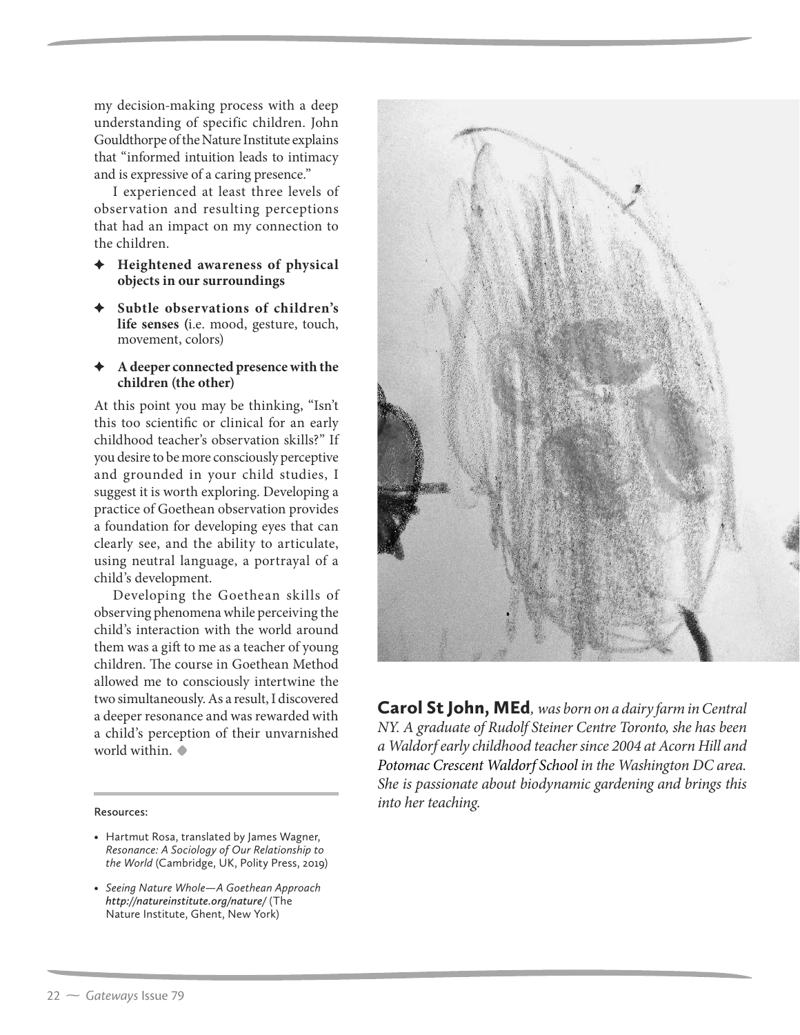my decision-making process with a deep understanding of specific children. John Gouldthorpe of the Nature Institute explains that "informed intuition leads to intimacy and is expressive of a caring presence."

I experienced at least three levels of observation and resulting perceptions that had an impact on my connection to the children.

- **Heightened awareness of physical objects in our surroundings**
- **Subtle observations of children's life senses** (i.e. mood, gesture, touch, movement, colors)
- **A deeper connected presence with the children (the other)**

At this point you may be thinking, "Isn't this too scientific or clinical for an early childhood teacher's observation skills?" If you desire to be more consciously perceptive and grounded in your child studies, I suggest it is worth exploring. Developing a practice of Goethean observation provides a foundation for developing eyes that can clearly see, and the ability to articulate, using neutral language, a portrayal of a child's development.

Developing the Goethean skills of observing phenomena while perceiving the child's interaction with the world around them was a gift to me as a teacher of young children. The course in Goethean Method allowed me to consciously intertwine the two simultaneously. As a result, I discovered a deeper resonance and was rewarded with a child's perception of their unvarnished world within. ◆

Resources:

- Hartmut Rosa, translated by James Wagner, *Resonance: A Sociology of Our Relationship to the World* (Cambridge, UK, Polity Press, 2019)
- *Seeing Nature Whole—A Goethean Approach* ***http://natureinstitute.org/nature/*** (The Nature Institute, Ghent, New York)

**Carol St John, MEd**, *was born on a dairy farm in Central NY. A graduate of Rudolf Steiner Centre Toronto, she has been a Waldorf early childhood teacher since 2004 at Acorn Hill and Potomac Crescent Waldorf School in the Washington DC area. She is passionate about biodynamic gardening and brings this into her teaching.*